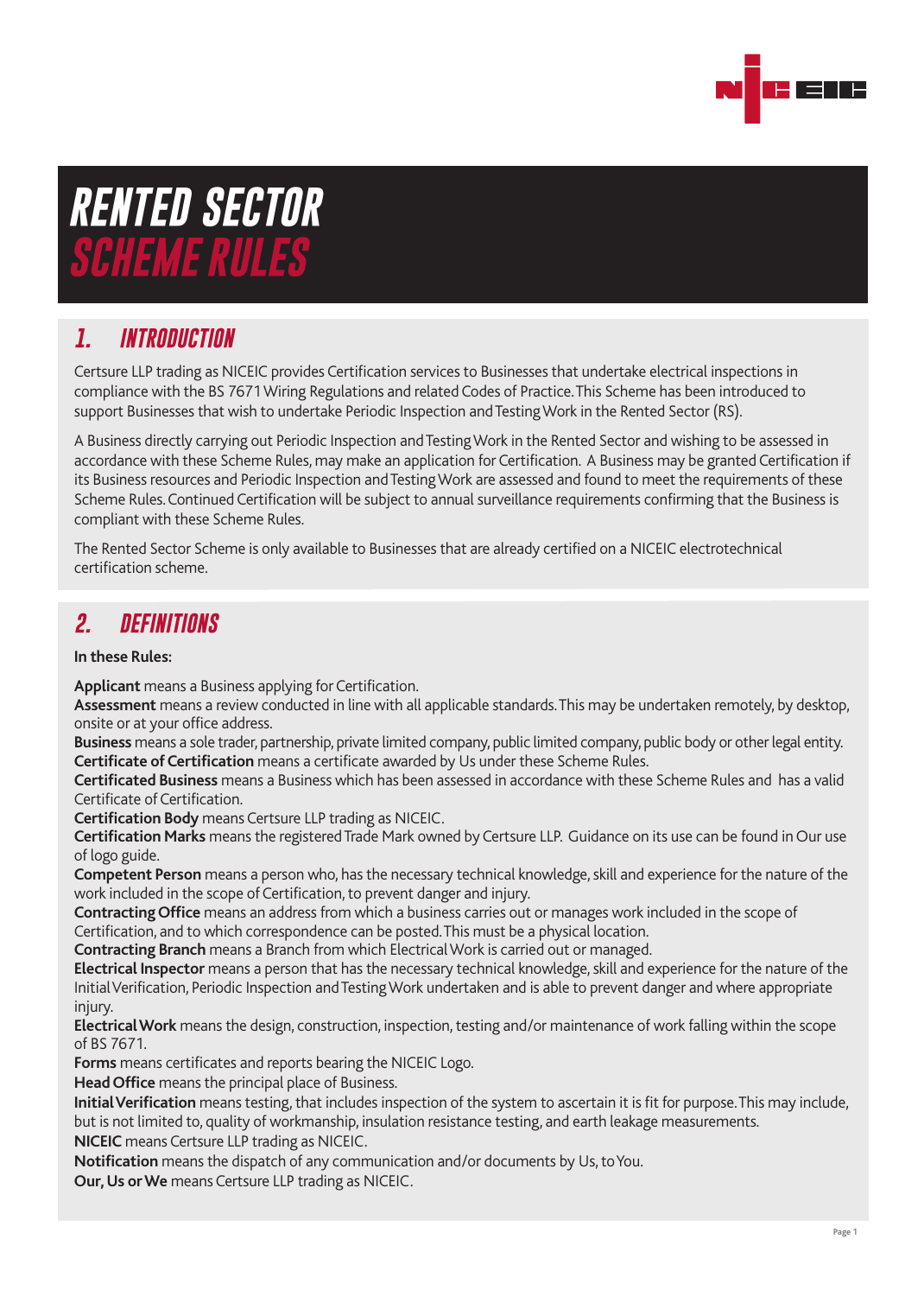# RENTED SECTOR SCHEME RULES

## 1. INTRODUCTION

Certsure LLP trading as NICEIC provides Certification services to Businesses that undertake electrical inspections in compliance with the BS 7671 Wiring Regulations and related Codes of Practice. This Scheme has been introduced to support Businesses that wish to undertake Periodic Inspection and Testing Work in the Rented Sector (RS).

A Business directly carrying out Periodic Inspection and Testing Work in the Rented Sector and wishing to be assessed in accordance with these Scheme Rules, may make an application for Certification. A Business may be granted Certification if its Business resources and Periodic Inspection and Testing Work are assessed and found to meet the requirements of these Scheme Rules. Continued Certification will be subject to annual surveillance requirements confirming that the Business is compliant with these Scheme Rules.

The Rented Sector Scheme is only available to Businesses that are already certified on a NICEIC electrotechnical certification scheme.

## 2. DEFINITIONS

**In these Rules:**

**Applicant** means a Business applying for Certification.
**Assessment** means a review conducted in line with all applicable standards. This may be undertaken remotely, by desktop, onsite or at your office address.
**Business** means a sole trader, partnership, private limited company, public limited company, public body or other legal entity.
**Certificate of Certification** means a certificate awarded by Us under these Scheme Rules.
**Certified Business** means a Business which has been assessed in accordance with these Scheme Rules and has a valid Certificate of Certification.
**Certification Body** means Certsure LLP trading as NICEIC.
**Certification Marks** means the registered Trade Mark owned by Certsure LLP. Guidance on its use can be found in Our use of logo guide.
**Competent Person** means a person who, has the necessary technical knowledge, skill and experience for the nature of the work included in the scope of Certification, to prevent danger and injury.
**Contracting Office** means an address from which a business carries out or manages work included in the scope of Certification, and to which correspondence can be posted. This must be a physical location.
**Contracting Branch** means a Branch from which Electrical Work is carried out or managed.
**Electrical Inspector** means a person that has the necessary technical knowledge, skill and experience for the nature of the Initial Verification, Periodic Inspection and Testing Work undertaken and is able to prevent danger and where appropriate injury.
**Electrical Work** means the design, construction, inspection, testing and/or maintenance of work falling within the scope of BS 7671.
**Forms** means certificates and reports bearing the NICEIC Logo.
**Head Office** means the principal place of Business.
**Initial Verification** means testing, that includes inspection of the system to ascertain it is fit for purpose. This may include, but is not limited to, quality of workmanship, insulation resistance testing, and earth leakage measurements.
**NICEIC** means Certsure LLP trading as NICEIC.
**Notification** means the dispatch of any communication and/or documents by Us, to You.
**Our, Us or We** means Certsure LLP trading as NICEIC.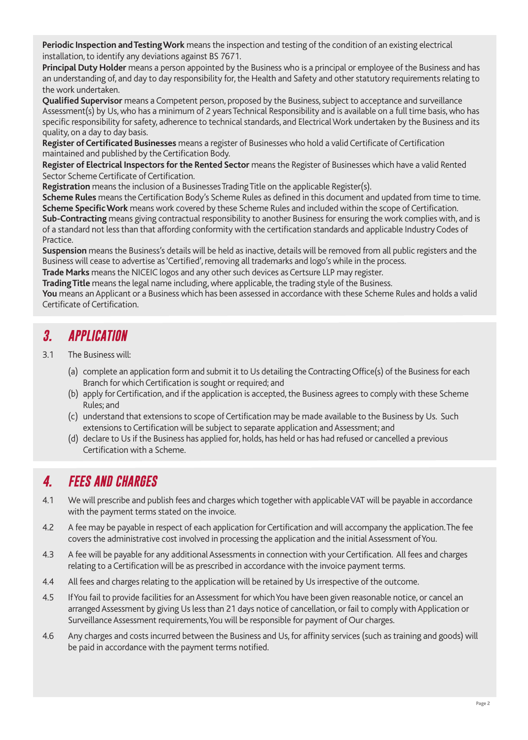**Periodic Inspection and Testing Work** means the inspection and testing of the condition of an existing electrical installation, to identify any deviations against BS 7671.

**Principal Duty Holder** means a person appointed by the Business who is a principal or employee of the Business and has an understanding of, and day to day responsibility for, the Health and Safety and other statutory requirements relating to the work undertaken.

**Qualified Supervisor** means a Competent person, proposed by the Business, subject to acceptance and surveillance Assessment(s) by Us, who has a minimum of 2 years Technical Responsibility and is available on a full time basis, who has specific responsibility for safety, adherence to technical standards, and Electrical Work undertaken by the Business and its quality, on a day to day basis.

**Register of Certificated Businesses** means a register of Businesses who hold a valid Certificate of Certification maintained and published by the Certification Body.

**Register of Electrical Inspectors for the Rented Sector** means the Register of Businesses which have a valid Rented Sector Scheme Certificate of Certification.

**Registration** means the inclusion of a Businesses Trading Title on the applicable Register(s).

**Scheme Rules** means the Certification Body's Scheme Rules as defined in this document and updated from time to time.

**Scheme Specific Work** means work covered by these Scheme Rules and included within the scope of Certification.

**Sub-Contracting** means giving contractual responsibility to another Business for ensuring the work complies with, and is of a standard not less than that affording conformity with the certification standards and applicable Industry Codes of Practice.

**Suspension** means the Business's details will be held as inactive, details will be removed from all public registers and the Business will cease to advertise as 'Certified', removing all trademarks and logo's while in the process.

**Trade Marks** means the NICEIC logos and any other such devices as Certsure LLP may register.

**Trading Title** means the legal name including, where applicable, the trading style of the Business.

**You** means an Applicant or a Business which has been assessed in accordance with these Scheme Rules and holds a valid Certificate of Certification.

## 3. APPLICATION

3.1 The Business will:

(a) complete an application form and submit it to Us detailing the Contracting Office(s) of the Business for each Branch for which Certification is sought or required; and

(b) apply for Certification, and if the application is accepted, the Business agrees to comply with these Scheme Rules; and

(c) understand that extensions to scope of Certification may be made available to the Business by Us. Such extensions to Certification will be subject to separate application and Assessment; and

(d) declare to Us if the Business has applied for, holds, has held or has had refused or cancelled a previous Certification with a Scheme.

## 4. FEES AND CHARGES

4.1 We will prescribe and publish fees and charges which together with applicable VAT will be payable in accordance with the payment terms stated on the invoice.

4.2 A fee may be payable in respect of each application for Certification and will accompany the application. The fee covers the administrative cost involved in processing the application and the initial Assessment of You.

4.3 A fee will be payable for any additional Assessments in connection with your Certification. All fees and charges relating to a Certification will be as prescribed in accordance with the invoice payment terms.

4.4 All fees and charges relating to the application will be retained by Us irrespective of the outcome.

4.5 If You fail to provide facilities for an Assessment for which You have been given reasonable notice, or cancel an arranged Assessment by giving Us less than 21 days notice of cancellation, or fail to comply with Application or Surveillance Assessment requirements, You will be responsible for payment of Our charges.

4.6 Any charges and costs incurred between the Business and Us, for affinity services (such as training and goods) will be paid in accordance with the payment terms notified.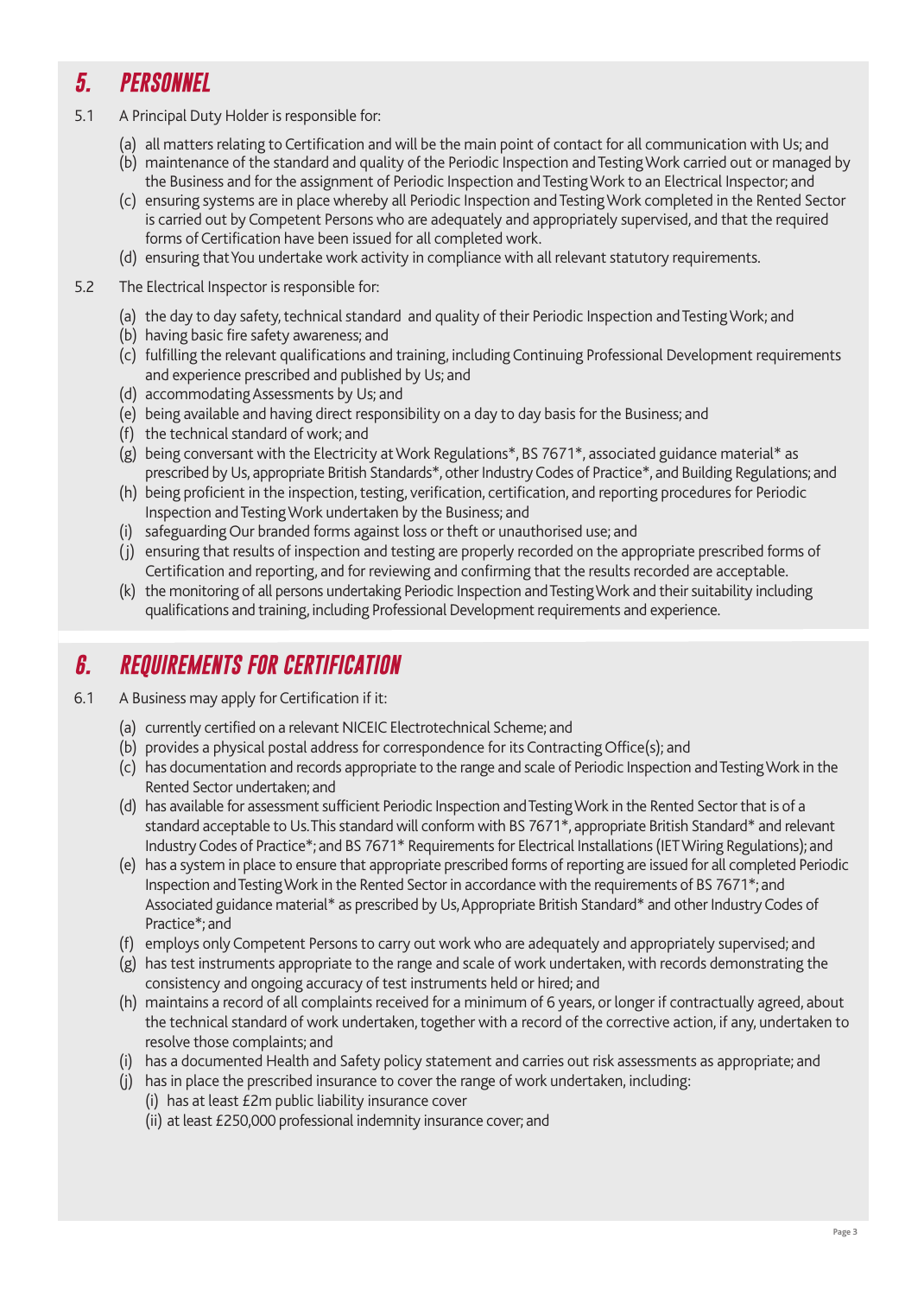## 5. PERSONNEL

5.1 A Principal Duty Holder is responsible for:

(a) all matters relating to Certification and will be the main point of contact for all communication with Us; and
(b) maintenance of the standard and quality of the Periodic Inspection and Testing Work carried out or managed by the Business and for the assignment of Periodic Inspection and Testing Work to an Electrical Inspector; and
(c) ensuring systems are in place whereby all Periodic Inspection and Testing Work completed in the Rented Sector is carried out by Competent Persons who are adequately and appropriately supervised, and that the required forms of Certification have been issued for all completed work.
(d) ensuring that You undertake work activity in compliance with all relevant statutory requirements.

5.2 The Electrical Inspector is responsible for:

(a) the day to day safety, technical standard and quality of their Periodic Inspection and Testing Work; and
(b) having basic fire safety awareness; and
(c) fulfilling the relevant qualifications and training, including Continuing Professional Development requirements and experience prescribed and published by Us; and
(d) accommodating Assessments by Us; and
(e) being available and having direct responsibility on a day to day basis for the Business; and
(f) the technical standard of work; and
(g) being conversant with the Electricity at Work Regulations*, BS 7671*, associated guidance material* as prescribed by Us, appropriate British Standards*, other Industry Codes of Practice*, and Building Regulations; and
(h) being proficient in the inspection, testing, verification, certification, and reporting procedures for Periodic Inspection and Testing Work undertaken by the Business; and
(i) safeguarding Our branded forms against loss or theft or unauthorised use; and
(j) ensuring that results of inspection and testing are properly recorded on the appropriate prescribed forms of Certification and reporting, and for reviewing and confirming that the results recorded are acceptable.
(k) the monitoring of all persons undertaking Periodic Inspection and Testing Work and their suitability including qualifications and training, including Professional Development requirements and experience.

## 6. REQUIREMENTS FOR CERTIFICATION

6.1 A Business may apply for Certification if it:

(a) currently certified on a relevant NICEIC Electrotechnical Scheme; and
(b) provides a physical postal address for correspondence for its Contracting Office(s); and
(c) has documentation and records appropriate to the range and scale of Periodic Inspection and Testing Work in the Rented Sector undertaken; and
(d) has available for assessment sufficient Periodic Inspection and Testing Work in the Rented Sector that is of a standard acceptable to Us. This standard will conform with BS 7671*, appropriate British Standard* and relevant Industry Codes of Practice*; and BS 7671* Requirements for Electrical Installations (IET Wiring Regulations); and
(e) has a system in place to ensure that appropriate prescribed forms of reporting are issued for all completed Periodic Inspection and Testing Work in the Rented Sector in accordance with the requirements of BS 7671*; and Associated guidance material* as prescribed by Us, Appropriate British Standard* and other Industry Codes of Practice*; and
(f) employs only Competent Persons to carry out work who are adequately and appropriately supervised; and
(g) has test instruments appropriate to the range and scale of work undertaken, with records demonstrating the consistency and ongoing accuracy of test instruments held or hired; and
(h) maintains a record of all complaints received for a minimum of 6 years, or longer if contractually agreed, about the technical standard of work undertaken, together with a record of the corrective action, if any, undertaken to resolve those complaints; and
(i) has a documented Health and Safety policy statement and carries out risk assessments as appropriate; and
(j) has in place the prescribed insurance to cover the range of work undertaken, including:
  (i) has at least £2m public liability insurance cover
  (ii) at least £250,000 professional indemnity insurance cover; and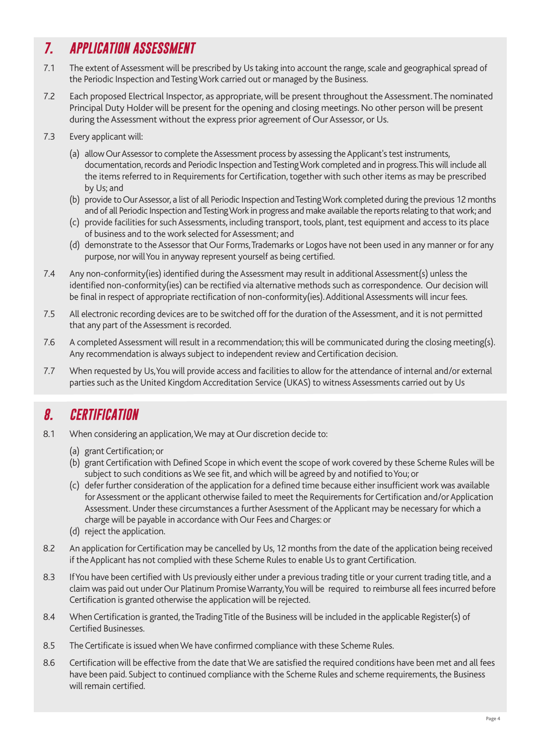## 7. APPLICATION ASSESSMENT

7.1 The extent of Assessment will be prescribed by Us taking into account the range, scale and geographical spread of the Periodic Inspection and Testing Work carried out or managed by the Business.

7.2 Each proposed Electrical Inspector, as appropriate, will be present throughout the Assessment. The nominated Principal Duty Holder will be present for the opening and closing meetings. No other person will be present during the Assessment without the express prior agreement of Our Assessor, or Us.

7.3 Every applicant will:

(a) allow Our Assessor to complete the Assessment process by assessing the Applicant's test instruments, documentation, records and Periodic Inspection and Testing Work completed and in progress. This will include all the items referred to in Requirements for Certification, together with such other items as may be prescribed by Us; and

(b) provide to Our Assessor, a list of all Periodic Inspection and Testing Work completed during the previous 12 months and of all Periodic Inspection and Testing Work in progress and make available the reports relating to that work; and

(c) provide facilities for such Assessments, including transport, tools, plant, test equipment and access to its place of business and to the work selected for Assessment; and

(d) demonstrate to the Assessor that Our Forms, Trademarks or Logos have not been used in any manner or for any purpose, nor will You in anyway represent yourself as being certified.

7.4 Any non-conformity(ies) identified during the Assessment may result in additional Assessment(s) unless the identified non-conformity(ies) can be rectified via alternative methods such as correspondence. Our decision will be final in respect of appropriate rectification of non-conformity(ies). Additional Assessments will incur fees.

7.5 All electronic recording devices are to be switched off for the duration of the Assessment, and it is not permitted that any part of the Assessment is recorded.

7.6 A completed Assessment will result in a recommendation; this will be communicated during the closing meeting(s). Any recommendation is always subject to independent review and Certification decision.

7.7 When requested by Us, You will provide access and facilities to allow for the attendance of internal and/or external parties such as the United Kingdom Accreditation Service (UKAS) to witness Assessments carried out by Us

## 8. CERTIFICATION

8.1 When considering an application, We may at Our discretion decide to:

(a) grant Certification; or

(b) grant Certification with Defined Scope in which event the scope of work covered by these Scheme Rules will be subject to such conditions as We see fit, and which will be agreed by and notified to You; or

(c) defer further consideration of the application for a defined time because either insufficient work was available for Assessment or the applicant otherwise failed to meet the Requirements for Certification and/or Application Assessment. Under these circumstances a further Assessment of the Applicant may be necessary for which a charge will be payable in accordance with Our Fees and Charges: or

(d) reject the application.

8.2 An application for Certification may be cancelled by Us, 12 months from the date of the application being received if the Applicant has not complied with these Scheme Rules to enable Us to grant Certification.

8.3 If You have been certified with Us previously either under a previous trading title or your current trading title, and a claim was paid out under Our Platinum Promise Warranty, You will be required to reimburse all fees incurred before Certification is granted otherwise the application will be rejected.

8.4 When Certification is granted, the Trading Title of the Business will be included in the applicable Register(s) of Certified Businesses.

8.5 The Certificate is issued when We have confirmed compliance with these Scheme Rules.

8.6 Certification will be effective from the date that We are satisfied the required conditions have been met and all fees have been paid. Subject to continued compliance with the Scheme Rules and scheme requirements, the Business will remain certified.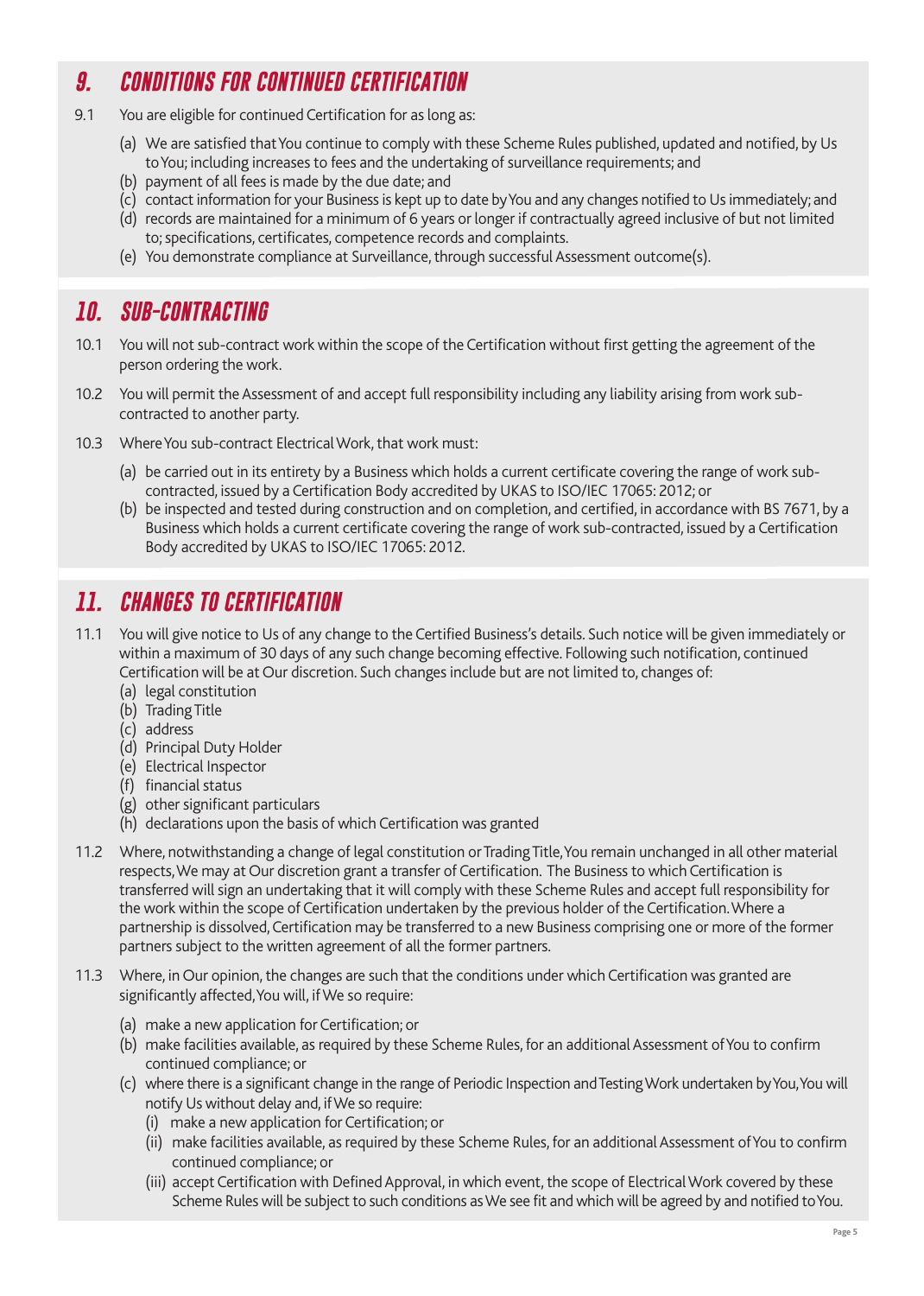## 9. CONDITIONS FOR CONTINUED CERTIFICATION

9.1 You are eligible for continued Certification for as long as:

(a) We are satisfied that You continue to comply with these Scheme Rules published, updated and notified, by Us to You; including increases to fees and the undertaking of surveillance requirements; and
(b) payment of all fees is made by the due date; and
(c) contact information for your Business is kept up to date by You and any changes notified to Us immediately; and
(d) records are maintained for a minimum of 6 years or longer if contractually agreed inclusive of but not limited to; specifications, certificates, competence records and complaints.
(e) You demonstrate compliance at Surveillance, through successful Assessment outcome(s).

## 10. SUB-CONTRACTING

10.1 You will not sub-contract work within the scope of the Certification without first getting the agreement of the person ordering the work.

10.2 You will permit the Assessment of and accept full responsibility including any liability arising from work sub-contracted to another party.

10.3 Where You sub-contract Electrical Work, that work must:

(a) be carried out in its entirety by a Business which holds a current certificate covering the range of work sub-contracted, issued by a Certification Body accredited by UKAS to ISO/IEC 17065: 2012; or
(b) be inspected and tested during construction and on completion, and certified, in accordance with BS 7671, by a Business which holds a current certificate covering the range of work sub-contracted, issued by a Certification Body accredited by UKAS to ISO/IEC 17065: 2012.

## 11. CHANGES TO CERTIFICATION

11.1 You will give notice to Us of any change to the Certified Business's details. Such notice will be given immediately or within a maximum of 30 days of any such change becoming effective. Following such notification, continued Certification will be at Our discretion. Such changes include but are not limited to, changes of:
(a) legal constitution
(b) Trading Title
(c) address
(d) Principal Duty Holder
(e) Electrical Inspector
(f) financial status
(g) other significant particulars
(h) declarations upon the basis of which Certification was granted

11.2 Where, notwithstanding a change of legal constitution or Trading Title, You remain unchanged in all other material respects, We may at Our discretion grant a transfer of Certification. The Business to which Certification is transferred will sign an undertaking that it will comply with these Scheme Rules and accept full responsibility for the work within the scope of Certification undertaken by the previous holder of the Certification. Where a partnership is dissolved, Certification may be transferred to a new Business comprising one or more of the former partners subject to the written agreement of all the former partners.

11.3 Where, in Our opinion, the changes are such that the conditions under which Certification was granted are significantly affected, You will, if We so require:

(a) make a new application for Certification; or
(b) make facilities available, as required by these Scheme Rules, for an additional Assessment of You to confirm continued compliance; or
(c) where there is a significant change in the range of Periodic Inspection and Testing Work undertaken by You, You will notify Us without delay and, if We so require:
  (i) make a new application for Certification; or
  (ii) make facilities available, as required by these Scheme Rules, for an additional Assessment of You to confirm continued compliance; or
  (iii) accept Certification with Defined Approval, in which event, the scope of Electrical Work covered by these Scheme Rules will be subject to such conditions as We see fit and which will be agreed by and notified to You.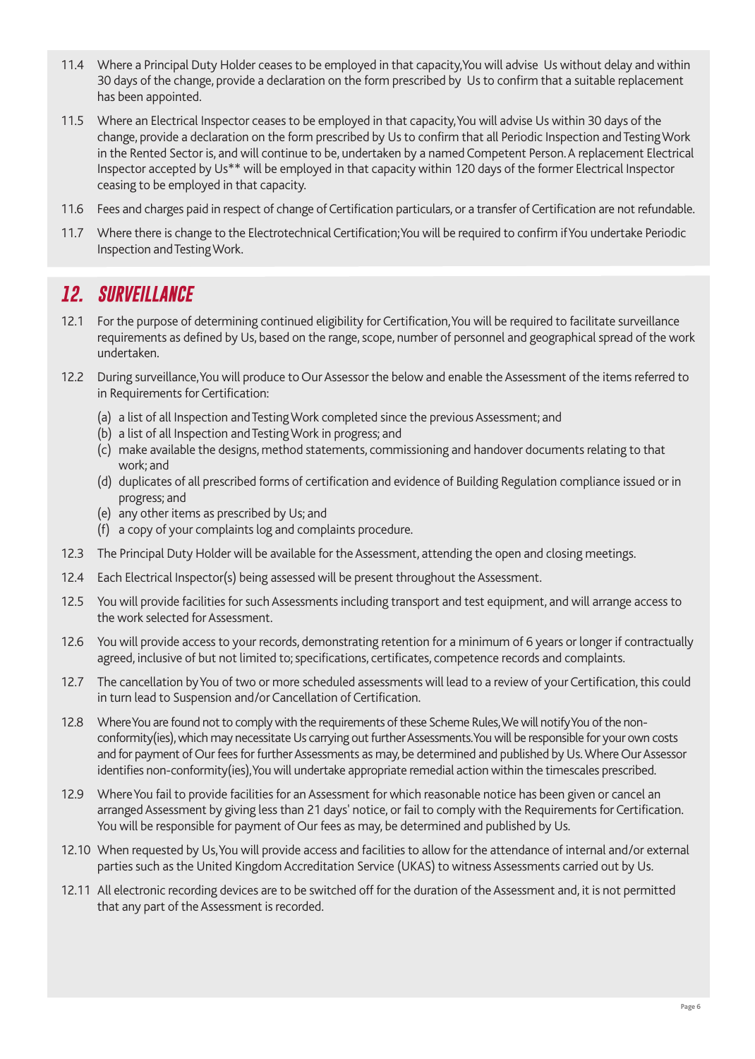11.4 Where a Principal Duty Holder ceases to be employed in that capacity, You will advise Us without delay and within 30 days of the change, provide a declaration on the form prescribed by Us to confirm that a suitable replacement has been appointed.

11.5 Where an Electrical Inspector ceases to be employed in that capacity, You will advise Us within 30 days of the change, provide a declaration on the form prescribed by Us to confirm that all Periodic Inspection and Testing Work in the Rented Sector is, and will continue to be, undertaken by a named Competent Person. A replacement Electrical Inspector accepted by Us** will be employed in that capacity within 120 days of the former Electrical Inspector ceasing to be employed in that capacity.

11.6 Fees and charges paid in respect of change of Certification particulars, or a transfer of Certification are not refundable.

11.7 Where there is change to the Electrotechnical Certification; You will be required to confirm if You undertake Periodic Inspection and Testing Work.

## 12. SURVEILLANCE

12.1 For the purpose of determining continued eligibility for Certification, You will be required to facilitate surveillance requirements as defined by Us, based on the range, scope, number of personnel and geographical spread of the work undertaken.

12.2 During surveillance, You will produce to Our Assessor the below and enable the Assessment of the items referred to in Requirements for Certification:

(a) a list of all Inspection and Testing Work completed since the previous Assessment; and
(b) a list of all Inspection and Testing Work in progress; and
(c) make available the designs, method statements, commissioning and handover documents relating to that work; and
(d) duplicates of all prescribed forms of certification and evidence of Building Regulation compliance issued or in progress; and
(e) any other items as prescribed by Us; and
(f) a copy of your complaints log and complaints procedure.

12.3 The Principal Duty Holder will be available for the Assessment, attending the open and closing meetings.

12.4 Each Electrical Inspector(s) being assessed will be present throughout the Assessment.

12.5 You will provide facilities for such Assessments including transport and test equipment, and will arrange access to the work selected for Assessment.

12.6 You will provide access to your records, demonstrating retention for a minimum of 6 years or longer if contractually agreed, inclusive of but not limited to; specifications, certificates, competence records and complaints.

12.7 The cancellation by You of two or more scheduled assessments will lead to a review of your Certification, this could in turn lead to Suspension and/or Cancellation of Certification.

12.8 Where You are found not to comply with the requirements of these Scheme Rules, We will notify You of the non-conformity(ies), which may necessitate Us carrying out further Assessments. You will be responsible for your own costs and for payment of Our fees for further Assessments as may, be determined and published by Us. Where Our Assessor identifies non-conformity(ies), You will undertake appropriate remedial action within the timescales prescribed.

12.9 Where You fail to provide facilities for an Assessment for which reasonable notice has been given or cancel an arranged Assessment by giving less than 21 days' notice, or fail to comply with the Requirements for Certification. You will be responsible for payment of Our fees as may, be determined and published by Us.

12.10 When requested by Us, You will provide access and facilities to allow for the attendance of internal and/or external parties such as the United Kingdom Accreditation Service (UKAS) to witness Assessments carried out by Us.

12.11 All electronic recording devices are to be switched off for the duration of the Assessment and, it is not permitted that any part of the Assessment is recorded.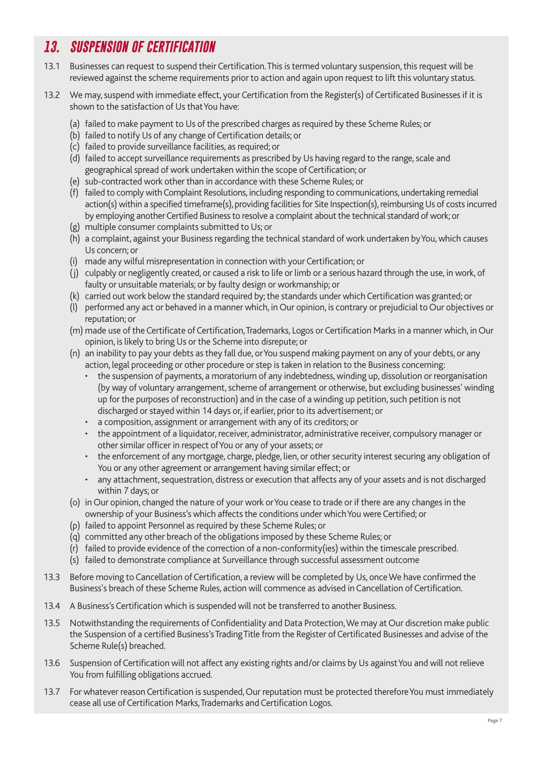## 13. SUSPENSION OF CERTIFICATION

13.1 Businesses can request to suspend their Certification. This is termed voluntary suspension, this request will be reviewed against the scheme requirements prior to action and again upon request to lift this voluntary status.

13.2 We may, suspend with immediate effect, your Certification from the Register(s) of Certificated Businesses if it is shown to the satisfaction of Us that You have:

(a) failed to make payment to Us of the prescribed charges as required by these Scheme Rules; or
(b) failed to notify Us of any change of Certification details; or
(c) failed to provide surveillance facilities, as required; or
(d) failed to accept surveillance requirements as prescribed by Us having regard to the range, scale and geographical spread of work undertaken within the scope of Certification; or
(e) sub-contracted work other than in accordance with these Scheme Rules; or
(f) failed to comply with Complaint Resolutions, including responding to communications, undertaking remedial action(s) within a specified timeframe(s), providing facilities for Site Inspection(s), reimbursing Us of costs incurred by employing another Certified Business to resolve a complaint about the technical standard of work; or
(g) multiple consumer complaints submitted to Us; or
(h) a complaint, against your Business regarding the technical standard of work undertaken by You, which causes Us concern; or
(i) made any wilful misrepresentation in connection with your Certification; or
(j) culpably or negligently created, or caused a risk to life or limb or a serious hazard through the use, in work, of faulty or unsuitable materials; or by faulty design or workmanship; or
(k) carried out work below the standard required by; the standards under which Certification was granted; or
(l) performed any act or behaved in a manner which, in Our opinion, is contrary or prejudicial to Our objectives or reputation; or
(m) made use of the Certificate of Certification, Trademarks, Logos or Certification Marks in a manner which, in Our opinion, is likely to bring Us or the Scheme into disrepute; or
(n) an inability to pay your debts as they fall due, or You suspend making payment on any of your debts, or any action, legal proceeding or other procedure or step is taken in relation to the Business concerning:
   - the suspension of payments, a moratorium of any indebtedness, winding up, dissolution or reorganisation (by way of voluntary arrangement, scheme of arrangement or otherwise, but excluding businesses' winding up for the purposes of reconstruction) and in the case of a winding up petition, such petition is not discharged or stayed within 14 days or, if earlier, prior to its advertisement; or
   - a composition, assignment or arrangement with any of its creditors; or
   - the appointment of a liquidator, receiver, administrator, administrative receiver, compulsory manager or other similar officer in respect of You or any of your assets; or
   - the enforcement of any mortgage, charge, pledge, lien, or other security interest securing any obligation of You or any other agreement or arrangement having similar effect; or
   - any attachment, sequestration, distress or execution that affects any of your assets and is not discharged within 7 days; or
(o) in Our opinion, changed the nature of your work or You cease to trade or if there are any changes in the ownership of your Business's which affects the conditions under which You were Certified; or
(p) failed to appoint Personnel as required by these Scheme Rules; or
(q) committed any other breach of the obligations imposed by these Scheme Rules; or
(r) failed to provide evidence of the correction of a non-conformity(ies) within the timescale prescribed.
(s) failed to demonstrate compliance at Surveillance through successful assessment outcome

13.3 Before moving to Cancellation of Certification, a review will be completed by Us, once We have confirmed the Business's breach of these Scheme Rules, action will commence as advised in Cancellation of Certification.

13.4 A Business's Certification which is suspended will not be transferred to another Business.

13.5 Notwithstanding the requirements of Confidentiality and Data Protection, We may at Our discretion make public the Suspension of a certified Business's Trading Title from the Register of Certificated Businesses and advise of the Scheme Rule(s) breached.

13.6 Suspension of Certification will not affect any existing rights and/or claims by Us against You and will not relieve You from fulfilling obligations accrued.

13.7 For whatever reason Certification is suspended, Our reputation must be protected therefore You must immediately cease all use of Certification Marks, Trademarks and Certification Logos.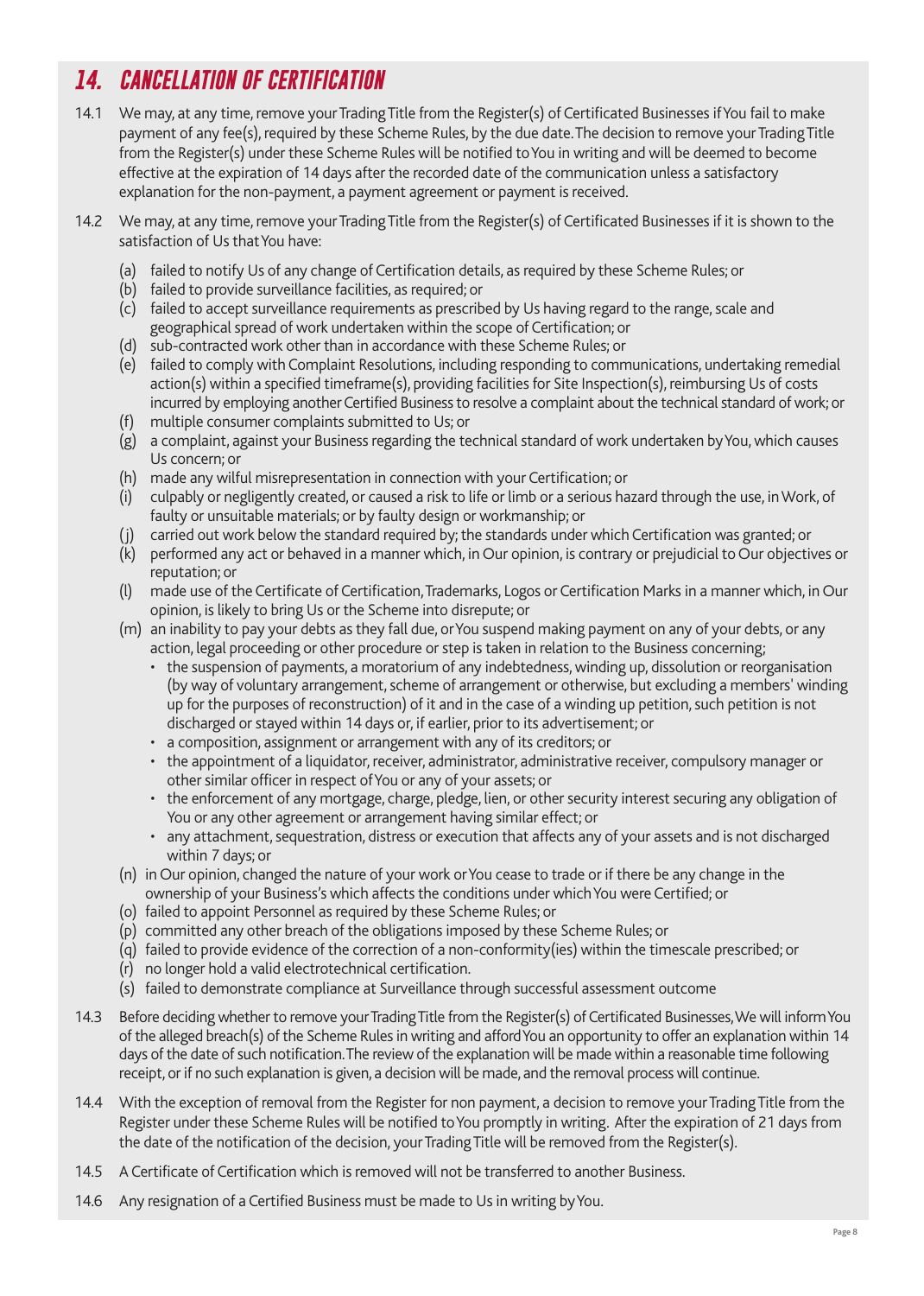## 14. CANCELLATION OF CERTIFICATION

14.1 We may, at any time, remove your Trading Title from the Register(s) of Certificated Businesses if You fail to make payment of any fee(s), required by these Scheme Rules, by the due date. The decision to remove your Trading Title from the Register(s) under these Scheme Rules will be notified to You in writing and will be deemed to become effective at the expiration of 14 days after the recorded date of the communication unless a satisfactory explanation for the non-payment, a payment agreement or payment is received.

14.2 We may, at any time, remove your Trading Title from the Register(s) of Certificated Businesses if it is shown to the satisfaction of Us that You have:

(a) failed to notify Us of any change of Certification details, as required by these Scheme Rules; or
(b) failed to provide surveillance facilities, as required; or
(c) failed to accept surveillance requirements as prescribed by Us having regard to the range, scale and geographical spread of work undertaken within the scope of Certification; or
(d) sub-contracted work other than in accordance with these Scheme Rules; or
(e) failed to comply with Complaint Resolutions, including responding to communications, undertaking remedial action(s) within a specified timeframe(s), providing facilities for Site Inspection(s), reimbursing Us of costs incurred by employing another Certified Business to resolve a complaint about the technical standard of work; or
(f) multiple consumer complaints submitted to Us; or
(g) a complaint, against your Business regarding the technical standard of work undertaken by You, which causes Us concern; or
(h) made any wilful misrepresentation in connection with your Certification; or
(i) culpably or negligently created, or caused a risk to life or limb or a serious hazard through the use, in Work, of faulty or unsuitable materials; or by faulty design or workmanship; or
(j) carried out work below the standard required by; the standards under which Certification was granted; or
(k) performed any act or behaved in a manner which, in Our opinion, is contrary or prejudicial to Our objectives or reputation; or
(l) made use of the Certificate of Certification, Trademarks, Logos or Certification Marks in a manner which, in Our opinion, is likely to bring Us or the Scheme into disrepute; or
(m) an inability to pay your debts as they fall due, or You suspend making payment on any of your debts, or any action, legal proceeding or other procedure or step is taken in relation to the Business concerning;
  - the suspension of payments, a moratorium of any indebtedness, winding up, dissolution or reorganisation (by way of voluntary arrangement, scheme of arrangement or otherwise, but excluding a members' winding up for the purposes of reconstruction) of it and in the case of a winding up petition, such petition is not discharged or stayed within 14 days or, if earlier, prior to its advertisement; or
  - a composition, assignment or arrangement with any of its creditors; or
  - the appointment of a liquidator, receiver, administrator, administrative receiver, compulsory manager or other similar officer in respect of You or any of your assets; or
  - the enforcement of any mortgage, charge, pledge, lien, or other security interest securing any obligation of You or any other agreement or arrangement having similar effect; or
  - any attachment, sequestration, distress or execution that affects any of your assets and is not discharged within 7 days; or
(n) in Our opinion, changed the nature of your work or You cease to trade or if there be any change in the ownership of your Business's which affects the conditions under which You were Certified; or
(o) failed to appoint Personnel as required by these Scheme Rules; or
(p) committed any other breach of the obligations imposed by these Scheme Rules; or
(q) failed to provide evidence of the correction of a non-conformity(ies) within the timescale prescribed; or
(r) no longer hold a valid electrotechnical certification.
(s) failed to demonstrate compliance at Surveillance through successful assessment outcome

14.3 Before deciding whether to remove your Trading Title from the Register(s) of Certificated Businesses, We will inform You of the alleged breach(s) of the Scheme Rules in writing and afford You an opportunity to offer an explanation within 14 days of the date of such notification. The review of the explanation will be made within a reasonable time following receipt, or if no such explanation is given, a decision will be made, and the removal process will continue.

14.4 With the exception of removal from the Register for non payment, a decision to remove your Trading Title from the Register under these Scheme Rules will be notified to You promptly in writing. After the expiration of 21 days from the date of the notification of the decision, your Trading Title will be removed from the Register(s).

14.5 A Certificate of Certification which is removed will not be transferred to another Business.

14.6 Any resignation of a Certified Business must be made to Us in writing by You.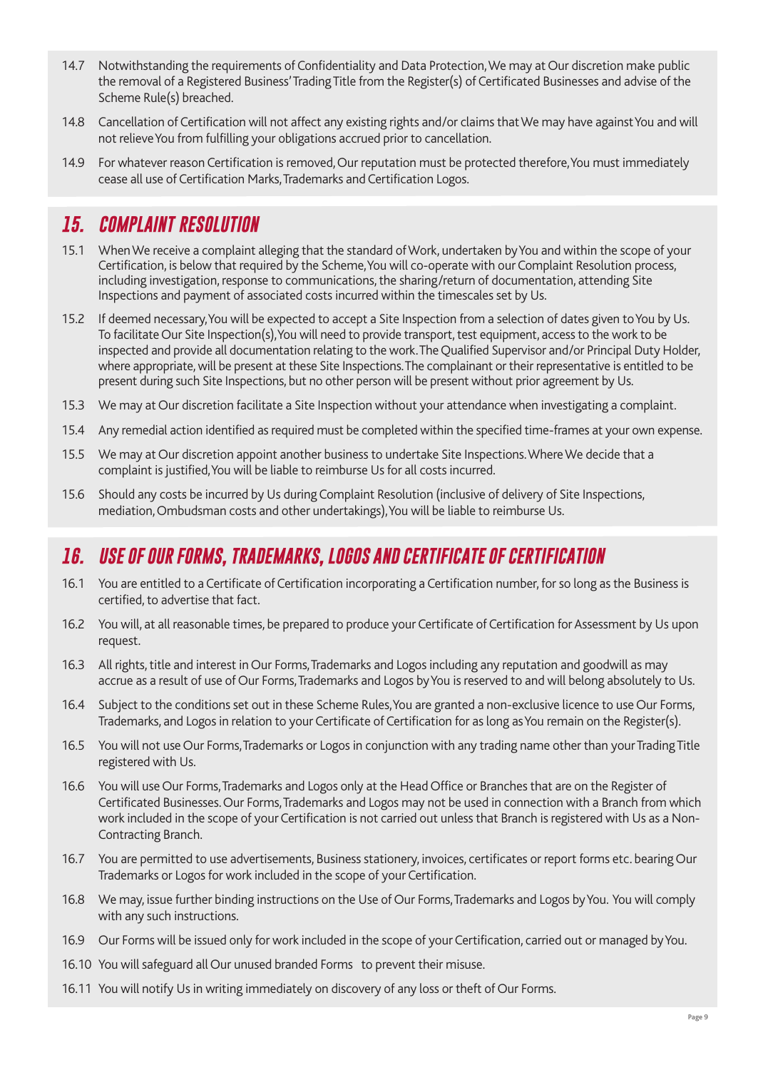14.7 Notwithstanding the requirements of Confidentiality and Data Protection, We may at Our discretion make public the removal of a Registered Business' Trading Title from the Register(s) of Certificated Businesses and advise of the Scheme Rule(s) breached.

14.8 Cancellation of Certification will not affect any existing rights and/or claims that We may have against You and will not relieve You from fulfilling your obligations accrued prior to cancellation.

14.9 For whatever reason Certification is removed, Our reputation must be protected therefore, You must immediately cease all use of Certification Marks, Trademarks and Certification Logos.

## 15. COMPLAINT RESOLUTION

15.1 When We receive a complaint alleging that the standard of Work, undertaken by You and within the scope of your Certification, is below that required by the Scheme, You will co-operate with our Complaint Resolution process, including investigation, response to communications, the sharing/return of documentation, attending Site Inspections and payment of associated costs incurred within the timescales set by Us.

15.2 If deemed necessary, You will be expected to accept a Site Inspection from a selection of dates given to You by Us. To facilitate Our Site Inspection(s), You will need to provide transport, test equipment, access to the work to be inspected and provide all documentation relating to the work. The Qualified Supervisor and/or Principal Duty Holder, where appropriate, will be present at these Site Inspections. The complainant or their representative is entitled to be present during such Site Inspections, but no other person will be present without prior agreement by Us.

15.3 We may at Our discretion facilitate a Site Inspection without your attendance when investigating a complaint.

15.4 Any remedial action identified as required must be completed within the specified time-frames at your own expense.

15.5 We may at Our discretion appoint another business to undertake Site Inspections. Where We decide that a complaint is justified, You will be liable to reimburse Us for all costs incurred.

15.6 Should any costs be incurred by Us during Complaint Resolution (inclusive of delivery of Site Inspections, mediation, Ombudsman costs and other undertakings), You will be liable to reimburse Us.

## 16. USE OF OUR FORMS, TRADEMARKS, LOGOS AND CERTIFICATE OF CERTIFICATION

16.1 You are entitled to a Certificate of Certification incorporating a Certification number, for so long as the Business is certified, to advertise that fact.

16.2 You will, at all reasonable times, be prepared to produce your Certificate of Certification for Assessment by Us upon request.

16.3 All rights, title and interest in Our Forms, Trademarks and Logos including any reputation and goodwill as may accrue as a result of use of Our Forms, Trademarks and Logos by You is reserved to and will belong absolutely to Us.

16.4 Subject to the conditions set out in these Scheme Rules, You are granted a non-exclusive licence to use Our Forms, Trademarks, and Logos in relation to your Certificate of Certification for as long as You remain on the Register(s).

16.5 You will not use Our Forms, Trademarks or Logos in conjunction with any trading name other than your Trading Title registered with Us.

16.6 You will use Our Forms, Trademarks and Logos only at the Head Office or Branches that are on the Register of Certificated Businesses. Our Forms, Trademarks and Logos may not be used in connection with a Branch from which work included in the scope of your Certification is not carried out unless that Branch is registered with Us as a Non-Contracting Branch.

16.7 You are permitted to use advertisements, Business stationery, invoices, certificates or report forms etc. bearing Our Trademarks or Logos for work included in the scope of your Certification.

16.8 We may, issue further binding instructions on the Use of Our Forms, Trademarks and Logos by You. You will comply with any such instructions.

16.9 Our Forms will be issued only for work included in the scope of your Certification, carried out or managed by You.

16.10 You will safeguard all Our unused branded Forms to prevent their misuse.

16.11 You will notify Us in writing immediately on discovery of any loss or theft of Our Forms.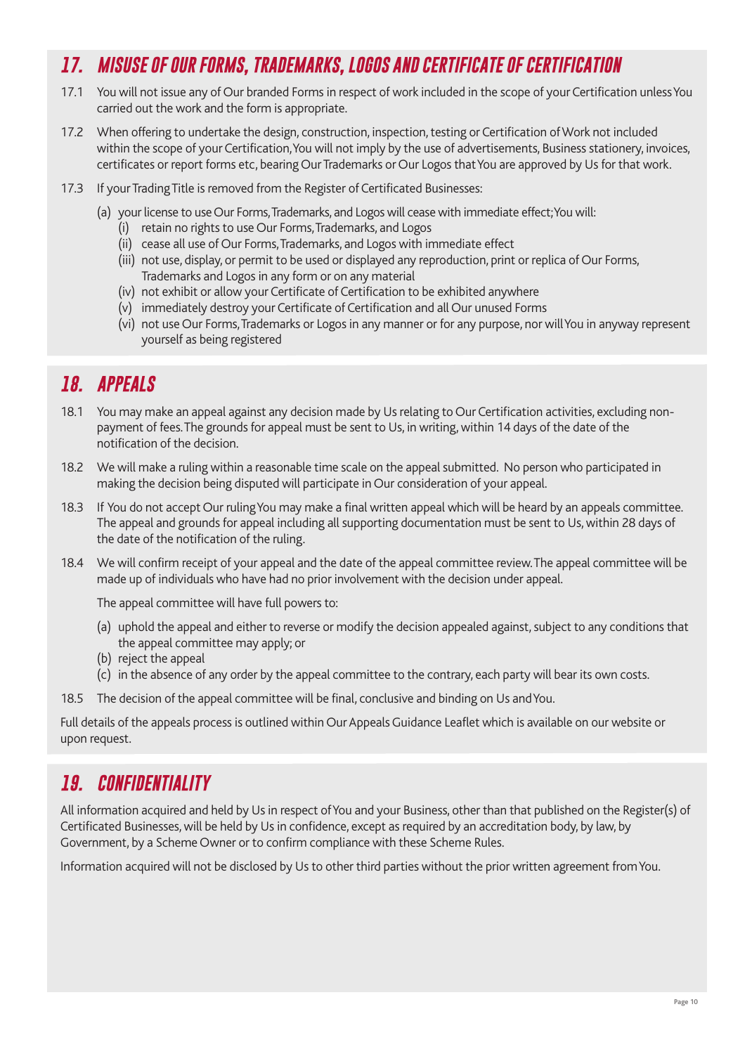## 17. MISUSE OF OUR FORMS, TRADEMARKS, LOGOS AND CERTIFICATE OF CERTIFICATION

17.1 You will not issue any of Our branded Forms in respect of work included in the scope of your Certification unless You carried out the work and the form is appropriate.

17.2 When offering to undertake the design, construction, inspection, testing or Certification of Work not included within the scope of your Certification, You will not imply by the use of advertisements, Business stationery, invoices, certificates or report forms etc, bearing Our Trademarks or Our Logos that You are approved by Us for that work.

17.3 If your Trading Title is removed from the Register of Certificated Businesses:

(a) your license to use Our Forms, Trademarks, and Logos will cease with immediate effect; You will:
  - (i) retain no rights to use Our Forms, Trademarks, and Logos
  - (ii) cease all use of Our Forms, Trademarks, and Logos with immediate effect
  - (iii) not use, display, or permit to be used or displayed any reproduction, print or replica of Our Forms, Trademarks and Logos in any form or on any material
  - (iv) not exhibit or allow your Certificate of Certification to be exhibited anywhere
  - (v) immediately destroy your Certificate of Certification and all Our unused Forms
  - (vi) not use Our Forms, Trademarks or Logos in any manner or for any purpose, nor will You in anyway represent yourself as being registered

## 18. APPEALS

18.1 You may make an appeal against any decision made by Us relating to Our Certification activities, excluding non-payment of fees. The grounds for appeal must be sent to Us, in writing, within 14 days of the date of the notification of the decision.

18.2 We will make a ruling within a reasonable time scale on the appeal submitted. No person who participated in making the decision being disputed will participate in Our consideration of your appeal.

18.3 If You do not accept Our ruling You may make a final written appeal which will be heard by an appeals committee. The appeal and grounds for appeal including all supporting documentation must be sent to Us, within 28 days of the date of the notification of the ruling.

18.4 We will confirm receipt of your appeal and the date of the appeal committee review. The appeal committee will be made up of individuals who have had no prior involvement with the decision under appeal.

The appeal committee will have full powers to:

(a) uphold the appeal and either to reverse or modify the decision appealed against, subject to any conditions that the appeal committee may apply; or
(b) reject the appeal
(c) in the absence of any order by the appeal committee to the contrary, each party will bear its own costs.

18.5 The decision of the appeal committee will be final, conclusive and binding on Us and You.

Full details of the appeals process is outlined within Our Appeals Guidance Leaflet which is available on our website or upon request.

## 19. CONFIDENTIALITY

All information acquired and held by Us in respect of You and your Business, other than that published on the Register(s) of Certificated Businesses, will be held by Us in confidence, except as required by an accreditation body, by law, by Government, by a Scheme Owner or to confirm compliance with these Scheme Rules.

Information acquired will not be disclosed by Us to other third parties without the prior written agreement from You.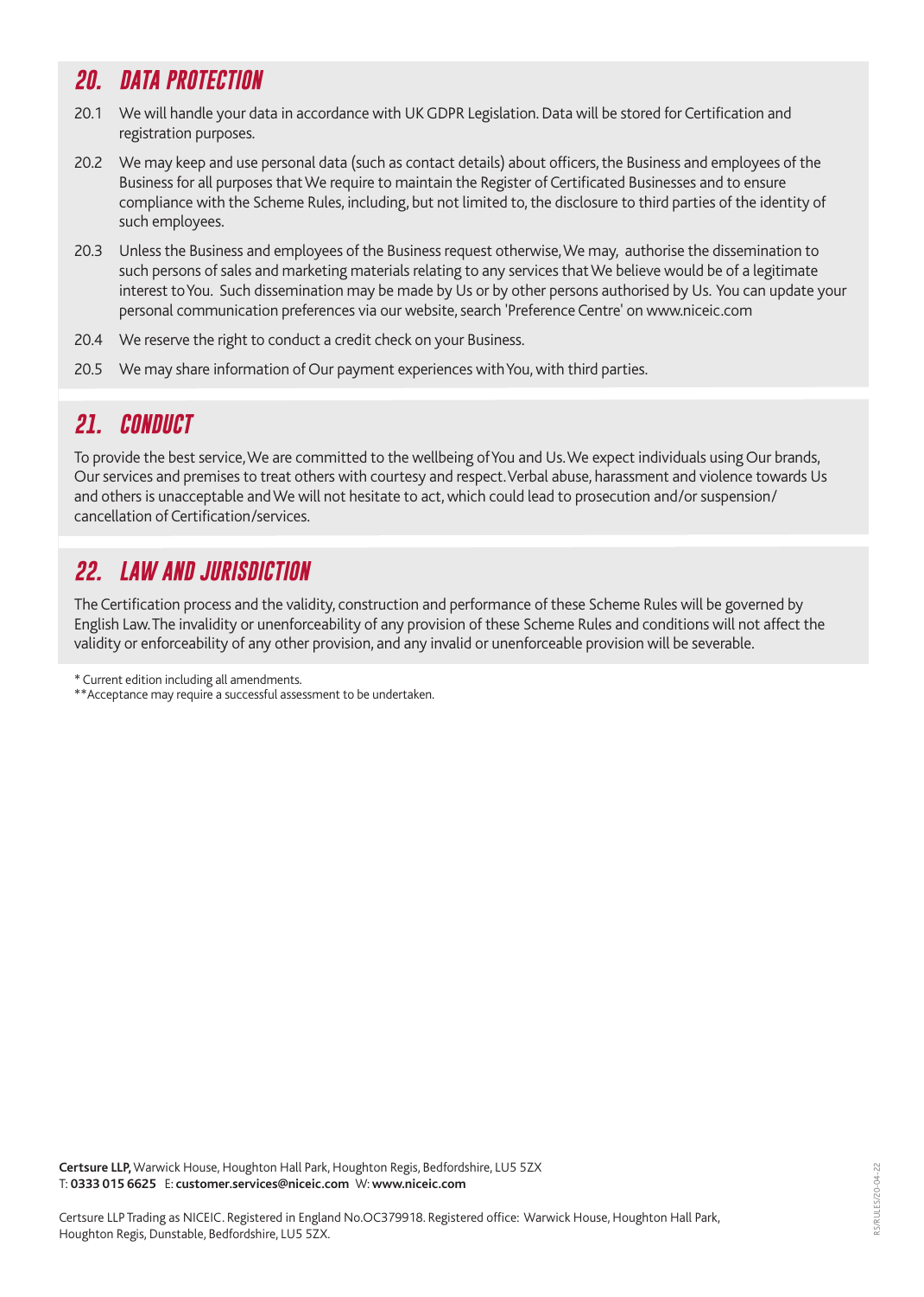## 20. DATA PROTECTION

20.1 We will handle your data in accordance with UK GDPR Legislation. Data will be stored for Certification and registration purposes.

20.2 We may keep and use personal data (such as contact details) about officers, the Business and employees of the Business for all purposes that We require to maintain the Register of Certificated Businesses and to ensure compliance with the Scheme Rules, including, but not limited to, the disclosure to third parties of the identity of such employees.

20.3 Unless the Business and employees of the Business request otherwise, We may, authorise the dissemination to such persons of sales and marketing materials relating to any services that We believe would be of a legitimate interest to You. Such dissemination may be made by Us or by other persons authorised by Us. You can update your personal communication preferences via our website, search 'Preference Centre' on www.niceic.com

20.4 We reserve the right to conduct a credit check on your Business.

20.5 We may share information of Our payment experiences with You, with third parties.

## 21. CONDUCT

To provide the best service, We are committed to the wellbeing of You and Us. We expect individuals using Our brands, Our services and premises to treat others with courtesy and respect. Verbal abuse, harassment and violence towards Us and others is unacceptable and We will not hesitate to act, which could lead to prosecution and/or suspension/ cancellation of Certification/services.

## 22. LAW AND JURISDICTION

The Certification process and the validity, construction and performance of these Scheme Rules will be governed by English Law. The invalidity or unenforceability of any provision of these Scheme Rules and conditions will not affect the validity or enforceability of any other provision, and any invalid or unenforceable provision will be severable.

\* Current edition including all amendments.
\*\*Acceptance may require a successful assessment to be undertaken.

**Certsure LLP,** Warwick House, Houghton Hall Park, Houghton Regis, Bedfordshire, LU5 5ZX
T: **0333 015 6625** E: **customer.services@niceic.com** W: **www.niceic.com**

Certsure LLP Trading as NICEIC. Registered in England No.OC379918. Registered office: Warwick House, Houghton Hall Park, Houghton Regis, Dunstable, Bedfordshire, LU5 5ZX.

RS/RULES/20-04-22